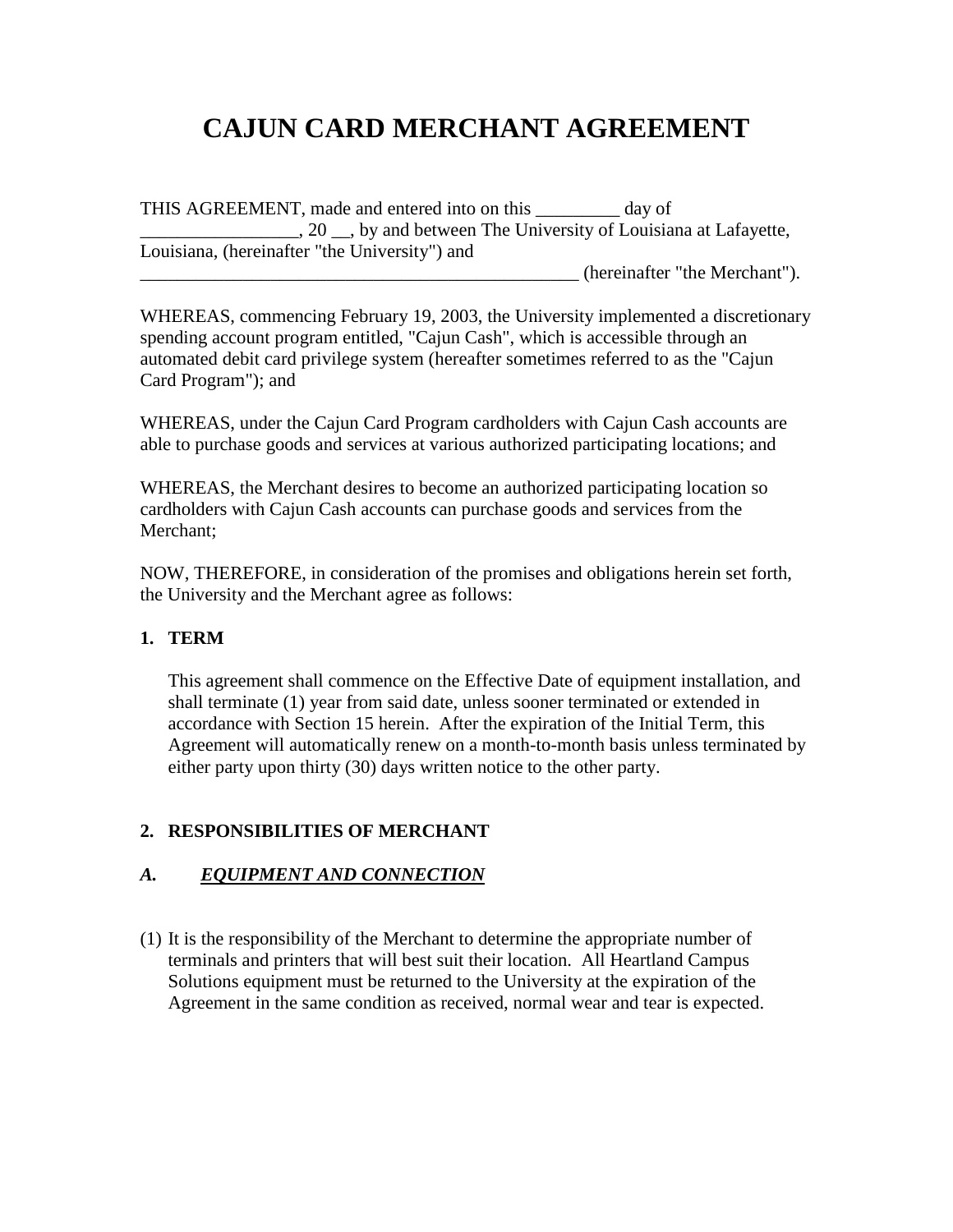# CAJUN CARD MERCHANT AGREEMENT

THIS AGREEMENT, made and entered into on this _________ day of _________________, 20 __, by and between The University of Louisiana at Lafayette, Louisiana, (hereinafter "the University") and _________________________________________________ (hereinafter "the Merchant").

WHEREAS, commencing February 19, 2003, the University implemented a discretionary spending account program entitled, "Cajun Cash", which is accessible through an automated debit card privilege system (hereafter sometimes referred to as the "Cajun Card Program"); and

WHEREAS, under the Cajun Card Program cardholders with Cajun Cash accounts are able to purchase goods and services at various authorized participating locations; and

WHEREAS, the Merchant desires to become an authorized participating location so cardholders with Cajun Cash accounts can purchase goods and services from the Merchant;

NOW, THEREFORE, in consideration of the promises and obligations herein set forth, the University and the Merchant agree as follows:

**1. TERM**

This agreement shall commence on the Effective Date of equipment installation, and shall terminate (1) year from said date, unless sooner terminated or extended in accordance with Section 15 herein. After the expiration of the Initial Term, this Agreement will automatically renew on a month-to-month basis unless terminated by either party upon thirty (30) days written notice to the other party.

**2. RESPONSIBILITIES OF MERCHANT**

***A. <u>EQUIPMENT AND CONNECTION</u>***

(1) It is the responsibility of the Merchant to determine the appropriate number of terminals and printers that will best suit their location. All Heartland Campus Solutions equipment must be returned to the University at the expiration of the Agreement in the same condition as received, normal wear and tear is expected.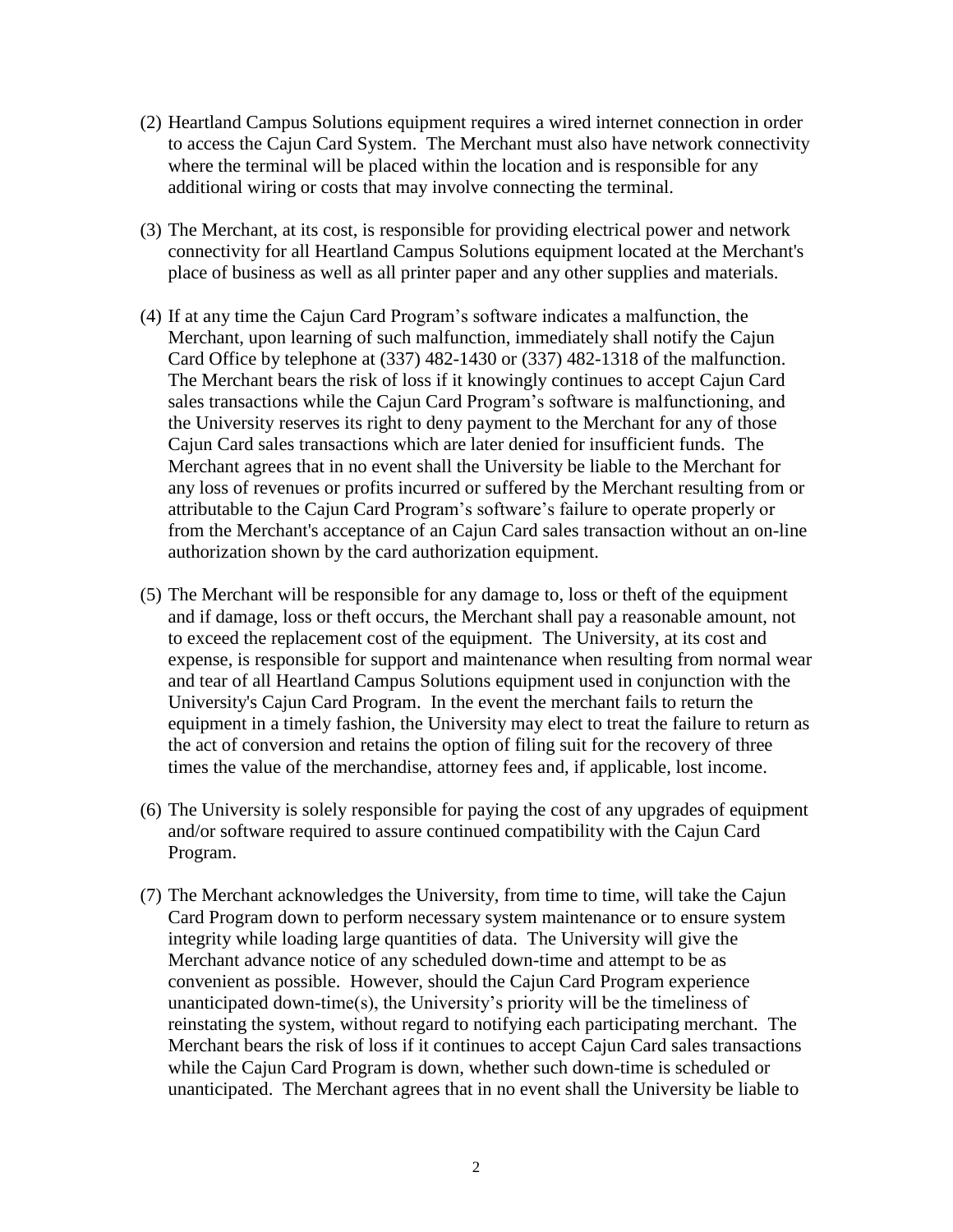(2) Heartland Campus Solutions equipment requires a wired internet connection in order to access the Cajun Card System. The Merchant must also have network connectivity where the terminal will be placed within the location and is responsible for any additional wiring or costs that may involve connecting the terminal.

(3) The Merchant, at its cost, is responsible for providing electrical power and network connectivity for all Heartland Campus Solutions equipment located at the Merchant's place of business as well as all printer paper and any other supplies and materials.

(4) If at any time the Cajun Card Program's software indicates a malfunction, the Merchant, upon learning of such malfunction, immediately shall notify the Cajun Card Office by telephone at (337) 482-1430 or (337) 482-1318 of the malfunction. The Merchant bears the risk of loss if it knowingly continues to accept Cajun Card sales transactions while the Cajun Card Program's software is malfunctioning, and the University reserves its right to deny payment to the Merchant for any of those Cajun Card sales transactions which are later denied for insufficient funds. The Merchant agrees that in no event shall the University be liable to the Merchant for any loss of revenues or profits incurred or suffered by the Merchant resulting from or attributable to the Cajun Card Program's software's failure to operate properly or from the Merchant's acceptance of an Cajun Card sales transaction without an on-line authorization shown by the card authorization equipment.

(5) The Merchant will be responsible for any damage to, loss or theft of the equipment and if damage, loss or theft occurs, the Merchant shall pay a reasonable amount, not to exceed the replacement cost of the equipment. The University, at its cost and expense, is responsible for support and maintenance when resulting from normal wear and tear of all Heartland Campus Solutions equipment used in conjunction with the University's Cajun Card Program. In the event the merchant fails to return the equipment in a timely fashion, the University may elect to treat the failure to return as the act of conversion and retains the option of filing suit for the recovery of three times the value of the merchandise, attorney fees and, if applicable, lost income.

(6) The University is solely responsible for paying the cost of any upgrades of equipment and/or software required to assure continued compatibility with the Cajun Card Program.

(7) The Merchant acknowledges the University, from time to time, will take the Cajun Card Program down to perform necessary system maintenance or to ensure system integrity while loading large quantities of data. The University will give the Merchant advance notice of any scheduled down-time and attempt to be as convenient as possible. However, should the Cajun Card Program experience unanticipated down-time(s), the University's priority will be the timeliness of reinstating the system, without regard to notifying each participating merchant. The Merchant bears the risk of loss if it continues to accept Cajun Card sales transactions while the Cajun Card Program is down, whether such down-time is scheduled or unanticipated. The Merchant agrees that in no event shall the University be liable to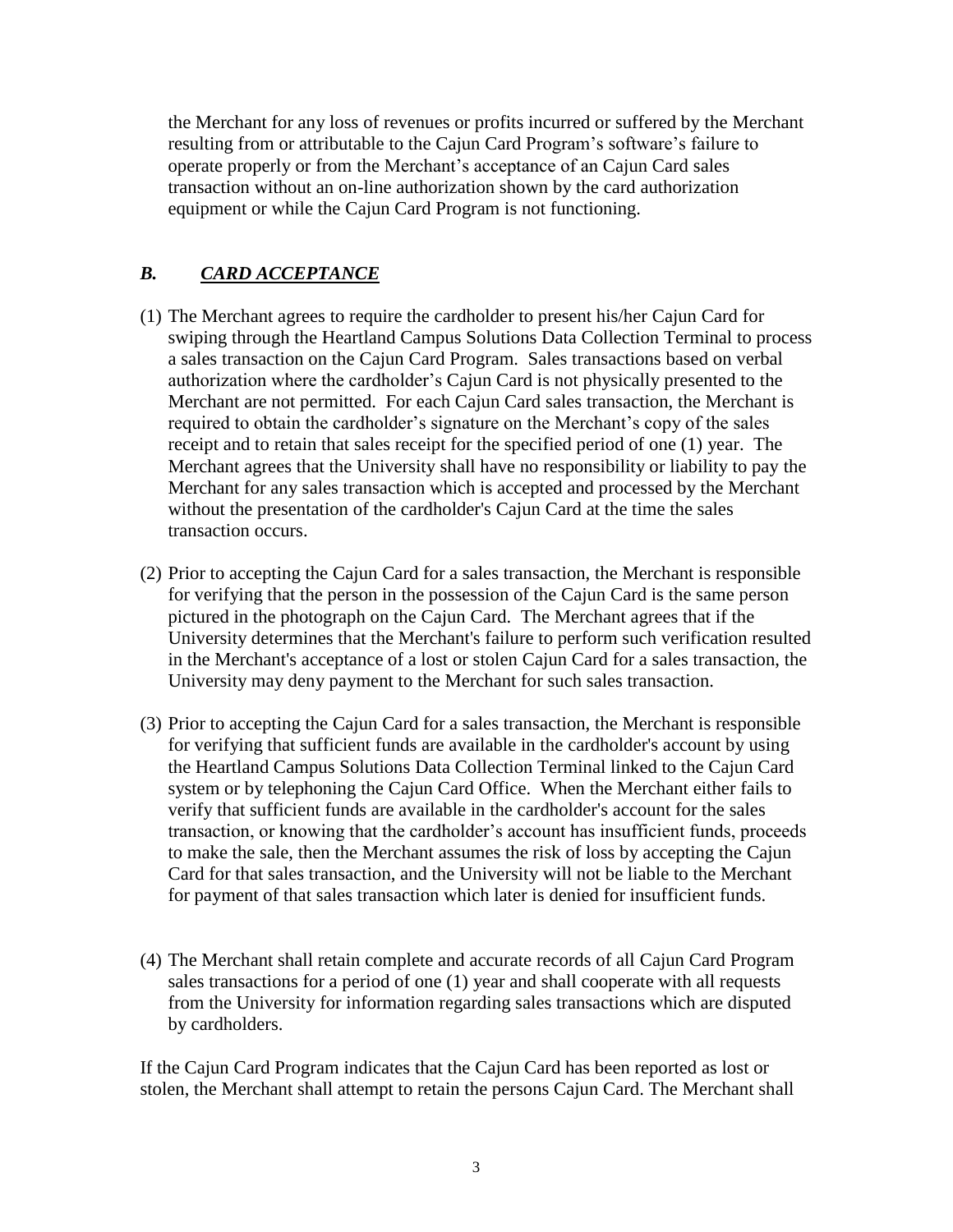the Merchant for any loss of revenues or profits incurred or suffered by the Merchant resulting from or attributable to the Cajun Card Program's software's failure to operate properly or from the Merchant's acceptance of an Cajun Card sales transaction without an on-line authorization shown by the card authorization equipment or while the Cajun Card Program is not functioning.

## *B. CARD ACCEPTANCE*

(1) The Merchant agrees to require the cardholder to present his/her Cajun Card for swiping through the Heartland Campus Solutions Data Collection Terminal to process a sales transaction on the Cajun Card Program. Sales transactions based on verbal authorization where the cardholder's Cajun Card is not physically presented to the Merchant are not permitted. For each Cajun Card sales transaction, the Merchant is required to obtain the cardholder's signature on the Merchant's copy of the sales receipt and to retain that sales receipt for the specified period of one (1) year. The Merchant agrees that the University shall have no responsibility or liability to pay the Merchant for any sales transaction which is accepted and processed by the Merchant without the presentation of the cardholder's Cajun Card at the time the sales transaction occurs.

(2) Prior to accepting the Cajun Card for a sales transaction, the Merchant is responsible for verifying that the person in the possession of the Cajun Card is the same person pictured in the photograph on the Cajun Card. The Merchant agrees that if the University determines that the Merchant's failure to perform such verification resulted in the Merchant's acceptance of a lost or stolen Cajun Card for a sales transaction, the University may deny payment to the Merchant for such sales transaction.

(3) Prior to accepting the Cajun Card for a sales transaction, the Merchant is responsible for verifying that sufficient funds are available in the cardholder's account by using the Heartland Campus Solutions Data Collection Terminal linked to the Cajun Card system or by telephoning the Cajun Card Office. When the Merchant either fails to verify that sufficient funds are available in the cardholder's account for the sales transaction, or knowing that the cardholder's account has insufficient funds, proceeds to make the sale, then the Merchant assumes the risk of loss by accepting the Cajun Card for that sales transaction, and the University will not be liable to the Merchant for payment of that sales transaction which later is denied for insufficient funds.

(4) The Merchant shall retain complete and accurate records of all Cajun Card Program sales transactions for a period of one (1) year and shall cooperate with all requests from the University for information regarding sales transactions which are disputed by cardholders.

If the Cajun Card Program indicates that the Cajun Card has been reported as lost or stolen, the Merchant shall attempt to retain the persons Cajun Card. The Merchant shall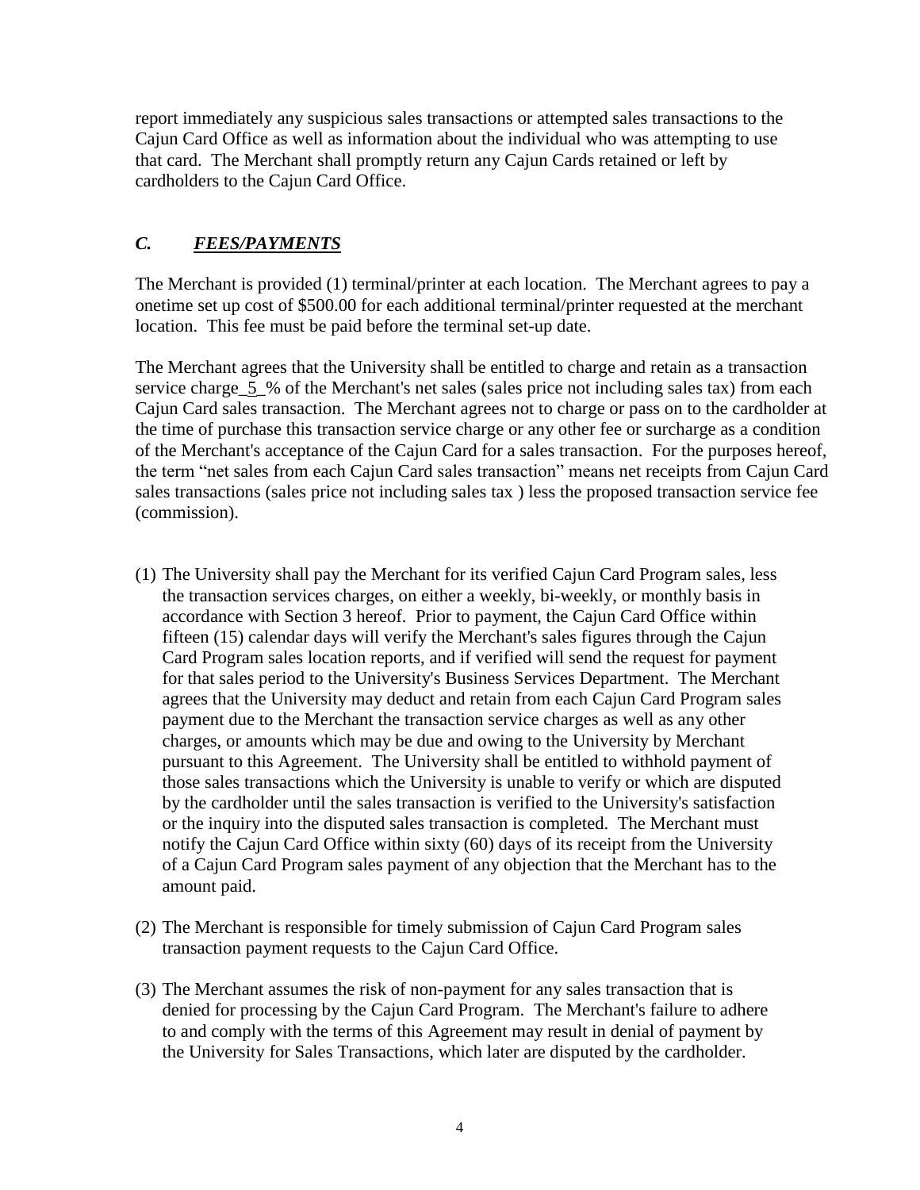report immediately any suspicious sales transactions or attempted sales transactions to the Cajun Card Office as well as information about the individual who was attempting to use that card. The Merchant shall promptly return any Cajun Cards retained or left by cardholders to the Cajun Card Office.

## *C. FEES/PAYMENTS*

The Merchant is provided (1) terminal/printer at each location. The Merchant agrees to pay a onetime set up cost of $500.00 for each additional terminal/printer requested at the merchant location. This fee must be paid before the terminal set-up date.

The Merchant agrees that the University shall be entitled to charge and retain as a transaction service charge_5_% of the Merchant's net sales (sales price not including sales tax) from each Cajun Card sales transaction. The Merchant agrees not to charge or pass on to the cardholder at the time of purchase this transaction service charge or any other fee or surcharge as a condition of the Merchant's acceptance of the Cajun Card for a sales transaction. For the purposes hereof, the term "net sales from each Cajun Card sales transaction" means net receipts from Cajun Card sales transactions (sales price not including sales tax ) less the proposed transaction service fee (commission).

(1) The University shall pay the Merchant for its verified Cajun Card Program sales, less the transaction services charges, on either a weekly, bi-weekly, or monthly basis in accordance with Section 3 hereof. Prior to payment, the Cajun Card Office within fifteen (15) calendar days will verify the Merchant's sales figures through the Cajun Card Program sales location reports, and if verified will send the request for payment for that sales period to the University's Business Services Department. The Merchant agrees that the University may deduct and retain from each Cajun Card Program sales payment due to the Merchant the transaction service charges as well as any other charges, or amounts which may be due and owing to the University by Merchant pursuant to this Agreement. The University shall be entitled to withhold payment of those sales transactions which the University is unable to verify or which are disputed by the cardholder until the sales transaction is verified to the University's satisfaction or the inquiry into the disputed sales transaction is completed. The Merchant must notify the Cajun Card Office within sixty (60) days of its receipt from the University of a Cajun Card Program sales payment of any objection that the Merchant has to the amount paid.

(2) The Merchant is responsible for timely submission of Cajun Card Program sales transaction payment requests to the Cajun Card Office.

(3) The Merchant assumes the risk of non-payment for any sales transaction that is denied for processing by the Cajun Card Program. The Merchant's failure to adhere to and comply with the terms of this Agreement may result in denial of payment by the University for Sales Transactions, which later are disputed by the cardholder.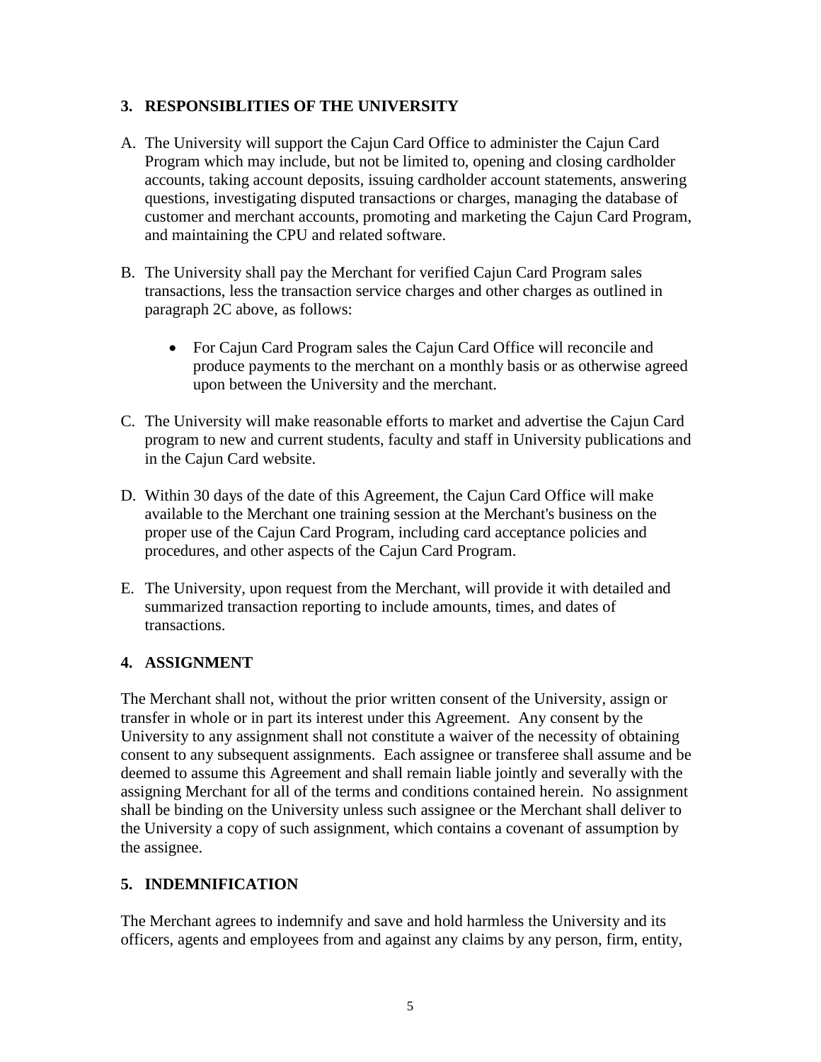## 3. RESPONSIBLITIES OF THE UNIVERSITY

A. The University will support the Cajun Card Office to administer the Cajun Card Program which may include, but not be limited to, opening and closing cardholder accounts, taking account deposits, issuing cardholder account statements, answering questions, investigating disputed transactions or charges, managing the database of customer and merchant accounts, promoting and marketing the Cajun Card Program, and maintaining the CPU and related software.

B. The University shall pay the Merchant for verified Cajun Card Program sales transactions, less the transaction service charges and other charges as outlined in paragraph 2C above, as follows:

- For Cajun Card Program sales the Cajun Card Office will reconcile and produce payments to the merchant on a monthly basis or as otherwise agreed upon between the University and the merchant.

C. The University will make reasonable efforts to market and advertise the Cajun Card program to new and current students, faculty and staff in University publications and in the Cajun Card website.

D. Within 30 days of the date of this Agreement, the Cajun Card Office will make available to the Merchant one training session at the Merchant's business on the proper use of the Cajun Card Program, including card acceptance policies and procedures, and other aspects of the Cajun Card Program.

E. The University, upon request from the Merchant, will provide it with detailed and summarized transaction reporting to include amounts, times, and dates of transactions.

## 4. ASSIGNMENT

The Merchant shall not, without the prior written consent of the University, assign or transfer in whole or in part its interest under this Agreement. Any consent by the University to any assignment shall not constitute a waiver of the necessity of obtaining consent to any subsequent assignments. Each assignee or transferee shall assume and be deemed to assume this Agreement and shall remain liable jointly and severally with the assigning Merchant for all of the terms and conditions contained herein. No assignment shall be binding on the University unless such assignee or the Merchant shall deliver to the University a copy of such assignment, which contains a covenant of assumption by the assignee.

## 5. INDEMNIFICATION

The Merchant agrees to indemnify and save and hold harmless the University and its officers, agents and employees from and against any claims by any person, firm, entity,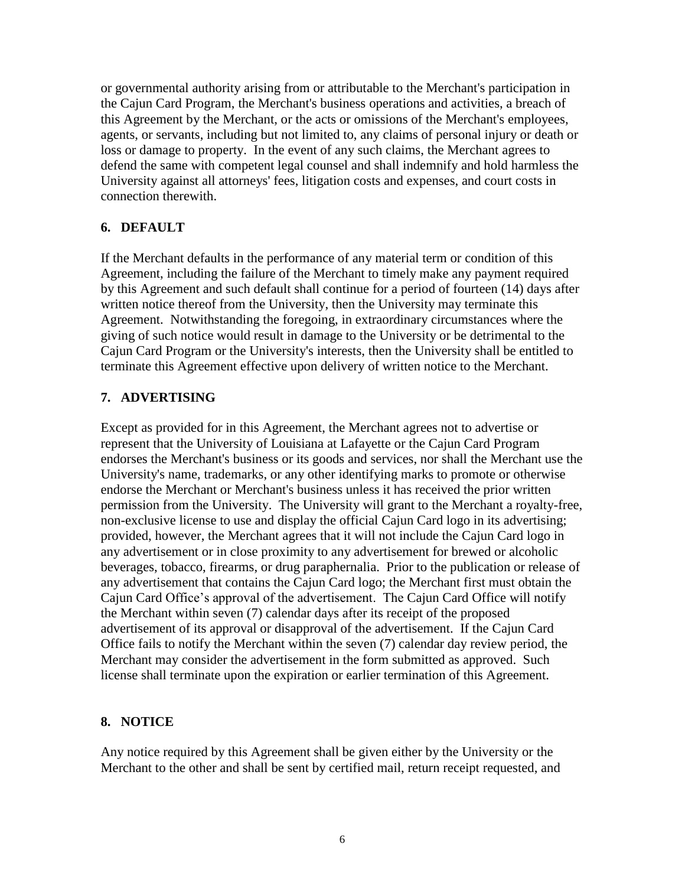or governmental authority arising from or attributable to the Merchant's participation in the Cajun Card Program, the Merchant's business operations and activities, a breach of this Agreement by the Merchant, or the acts or omissions of the Merchant's employees, agents, or servants, including but not limited to, any claims of personal injury or death or loss or damage to property. In the event of any such claims, the Merchant agrees to defend the same with competent legal counsel and shall indemnify and hold harmless the University against all attorneys' fees, litigation costs and expenses, and court costs in connection therewith.

## 6. DEFAULT

If the Merchant defaults in the performance of any material term or condition of this Agreement, including the failure of the Merchant to timely make any payment required by this Agreement and such default shall continue for a period of fourteen (14) days after written notice thereof from the University, then the University may terminate this Agreement. Notwithstanding the foregoing, in extraordinary circumstances where the giving of such notice would result in damage to the University or be detrimental to the Cajun Card Program or the University's interests, then the University shall be entitled to terminate this Agreement effective upon delivery of written notice to the Merchant.

## 7. ADVERTISING

Except as provided for in this Agreement, the Merchant agrees not to advertise or represent that the University of Louisiana at Lafayette or the Cajun Card Program endorses the Merchant's business or its goods and services, nor shall the Merchant use the University's name, trademarks, or any other identifying marks to promote or otherwise endorse the Merchant or Merchant's business unless it has received the prior written permission from the University. The University will grant to the Merchant a royalty-free, non-exclusive license to use and display the official Cajun Card logo in its advertising; provided, however, the Merchant agrees that it will not include the Cajun Card logo in any advertisement or in close proximity to any advertisement for brewed or alcoholic beverages, tobacco, firearms, or drug paraphernalia. Prior to the publication or release of any advertisement that contains the Cajun Card logo; the Merchant first must obtain the Cajun Card Office's approval of the advertisement. The Cajun Card Office will notify the Merchant within seven (7) calendar days after its receipt of the proposed advertisement of its approval or disapproval of the advertisement. If the Cajun Card Office fails to notify the Merchant within the seven (7) calendar day review period, the Merchant may consider the advertisement in the form submitted as approved. Such license shall terminate upon the expiration or earlier termination of this Agreement.

## 8. NOTICE

Any notice required by this Agreement shall be given either by the University or the Merchant to the other and shall be sent by certified mail, return receipt requested, and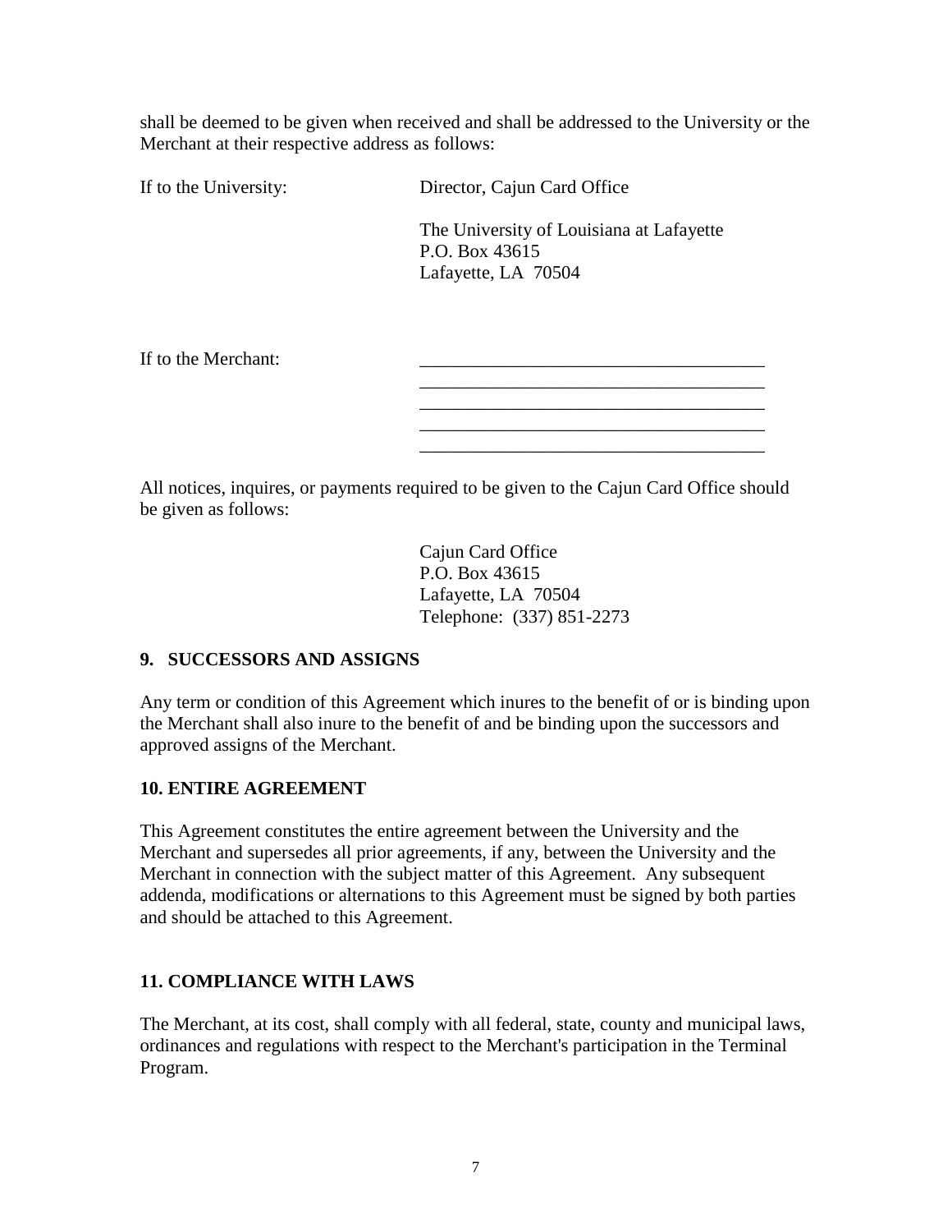shall be deemed to be given when received and shall be addressed to the University or the Merchant at their respective address as follows:

If to the University: Director, Cajun Card Office

The University of Louisiana at Lafayette
P.O. Box 43615
Lafayette, LA 70504

If to the Merchant: ______________________________________
______________________________________
______________________________________
______________________________________
______________________________________

All notices, inquires, or payments required to be given to the Cajun Card Office should be given as follows:

Cajun Card Office
P.O. Box 43615
Lafayette, LA 70504
Telephone: (337) 851-2273

**9. SUCCESSORS AND ASSIGNS**

Any term or condition of this Agreement which inures to the benefit of or is binding upon the Merchant shall also inure to the benefit of and be binding upon the successors and approved assigns of the Merchant.

**10. ENTIRE AGREEMENT**

This Agreement constitutes the entire agreement between the University and the Merchant and supersedes all prior agreements, if any, between the University and the Merchant in connection with the subject matter of this Agreement. Any subsequent addenda, modifications or alternations to this Agreement must be signed by both parties and should be attached to this Agreement.

**11. COMPLIANCE WITH LAWS**

The Merchant, at its cost, shall comply with all federal, state, county and municipal laws, ordinances and regulations with respect to the Merchant's participation in the Terminal Program.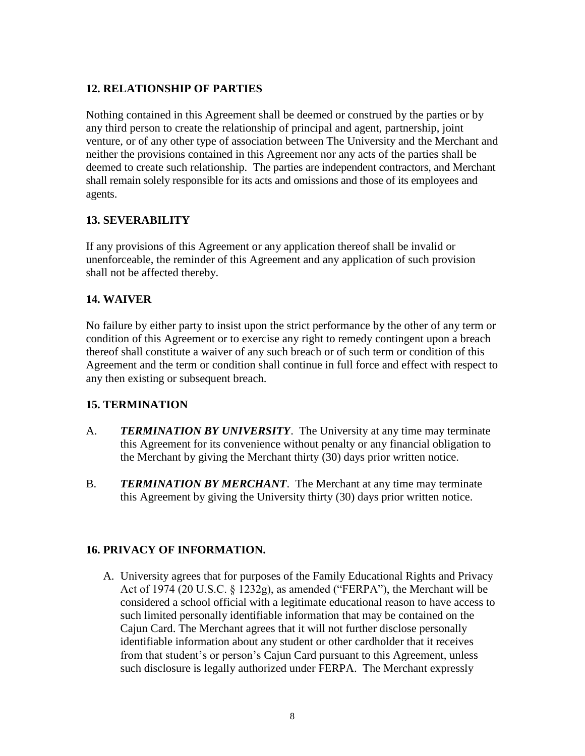## 12. RELATIONSHIP OF PARTIES

Nothing contained in this Agreement shall be deemed or construed by the parties or by any third person to create the relationship of principal and agent, partnership, joint venture, or of any other type of association between The University and the Merchant and neither the provisions contained in this Agreement nor any acts of the parties shall be deemed to create such relationship. The parties are independent contractors, and Merchant shall remain solely responsible for its acts and omissions and those of its employees and agents.

## 13. SEVERABILITY

If any provisions of this Agreement or any application thereof shall be invalid or unenforceable, the reminder of this Agreement and any application of such provision shall not be affected thereby.

## 14. WAIVER

No failure by either party to insist upon the strict performance by the other of any term or condition of this Agreement or to exercise any right to remedy contingent upon a breach thereof shall constitute a waiver of any such breach or of such term or condition of this Agreement and the term or condition shall continue in full force and effect with respect to any then existing or subsequent breach.

## 15. TERMINATION

A. ***TERMINATION BY UNIVERSITY***. The University at any time may terminate this Agreement for its convenience without penalty or any financial obligation to the Merchant by giving the Merchant thirty (30) days prior written notice.

B. ***TERMINATION BY MERCHANT***. The Merchant at any time may terminate this Agreement by giving the University thirty (30) days prior written notice.

## 16. PRIVACY OF INFORMATION.

A. University agrees that for purposes of the Family Educational Rights and Privacy Act of 1974 (20 U.S.C. § 1232g), as amended ("FERPA"), the Merchant will be considered a school official with a legitimate educational reason to have access to such limited personally identifiable information that may be contained on the Cajun Card. The Merchant agrees that it will not further disclose personally identifiable information about any student or other cardholder that it receives from that student's or person's Cajun Card pursuant to this Agreement, unless such disclosure is legally authorized under FERPA. The Merchant expressly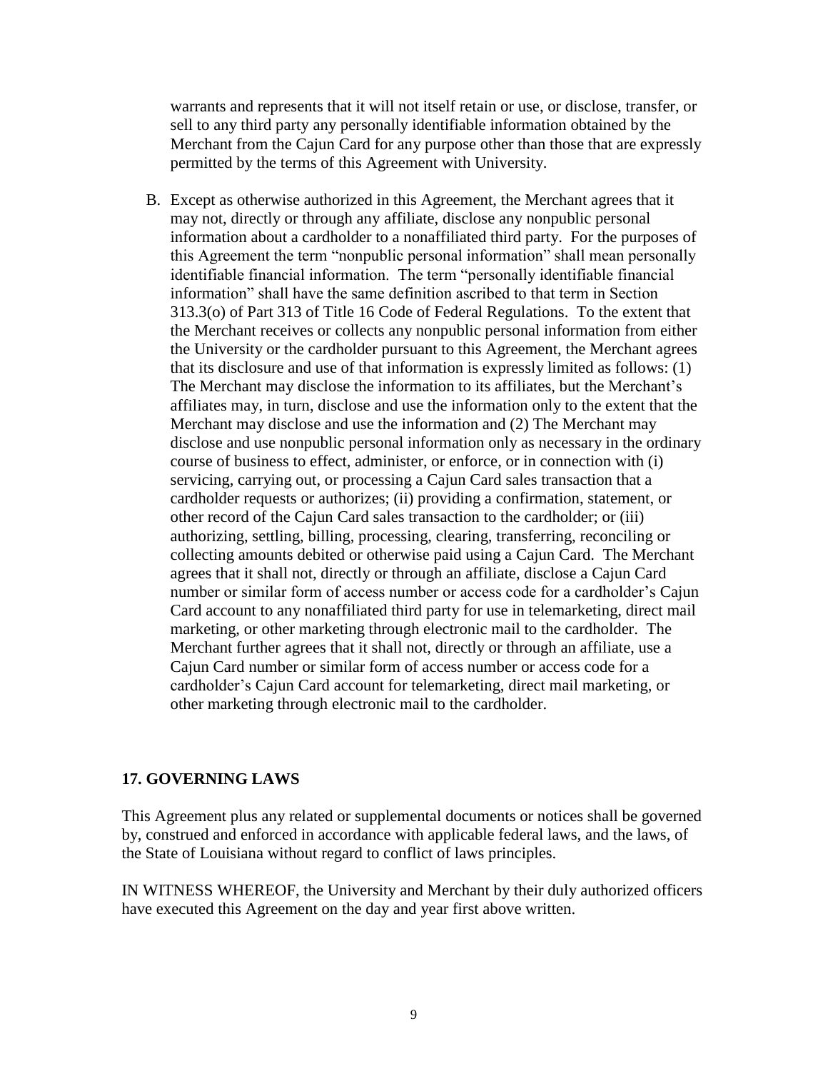warrants and represents that it will not itself retain or use, or disclose, transfer, or sell to any third party any personally identifiable information obtained by the Merchant from the Cajun Card for any purpose other than those that are expressly permitted by the terms of this Agreement with University.

B. Except as otherwise authorized in this Agreement, the Merchant agrees that it may not, directly or through any affiliate, disclose any nonpublic personal information about a cardholder to a nonaffiliated third party. For the purposes of this Agreement the term "nonpublic personal information" shall mean personally identifiable financial information. The term "personally identifiable financial information" shall have the same definition ascribed to that term in Section 313.3(o) of Part 313 of Title 16 Code of Federal Regulations. To the extent that the Merchant receives or collects any nonpublic personal information from either the University or the cardholder pursuant to this Agreement, the Merchant agrees that its disclosure and use of that information is expressly limited as follows: (1) The Merchant may disclose the information to its affiliates, but the Merchant's affiliates may, in turn, disclose and use the information only to the extent that the Merchant may disclose and use the information and (2) The Merchant may disclose and use nonpublic personal information only as necessary in the ordinary course of business to effect, administer, or enforce, or in connection with (i) servicing, carrying out, or processing a Cajun Card sales transaction that a cardholder requests or authorizes; (ii) providing a confirmation, statement, or other record of the Cajun Card sales transaction to the cardholder; or (iii) authorizing, settling, billing, processing, clearing, transferring, reconciling or collecting amounts debited or otherwise paid using a Cajun Card. The Merchant agrees that it shall not, directly or through an affiliate, disclose a Cajun Card number or similar form of access number or access code for a cardholder's Cajun Card account to any nonaffiliated third party for use in telemarketing, direct mail marketing, or other marketing through electronic mail to the cardholder. The Merchant further agrees that it shall not, directly or through an affiliate, use a Cajun Card number or similar form of access number or access code for a cardholder's Cajun Card account for telemarketing, direct mail marketing, or other marketing through electronic mail to the cardholder.

## 17. GOVERNING LAWS

This Agreement plus any related or supplemental documents or notices shall be governed by, construed and enforced in accordance with applicable federal laws, and the laws, of the State of Louisiana without regard to conflict of laws principles.

IN WITNESS WHEREOF, the University and Merchant by their duly authorized officers have executed this Agreement on the day and year first above written.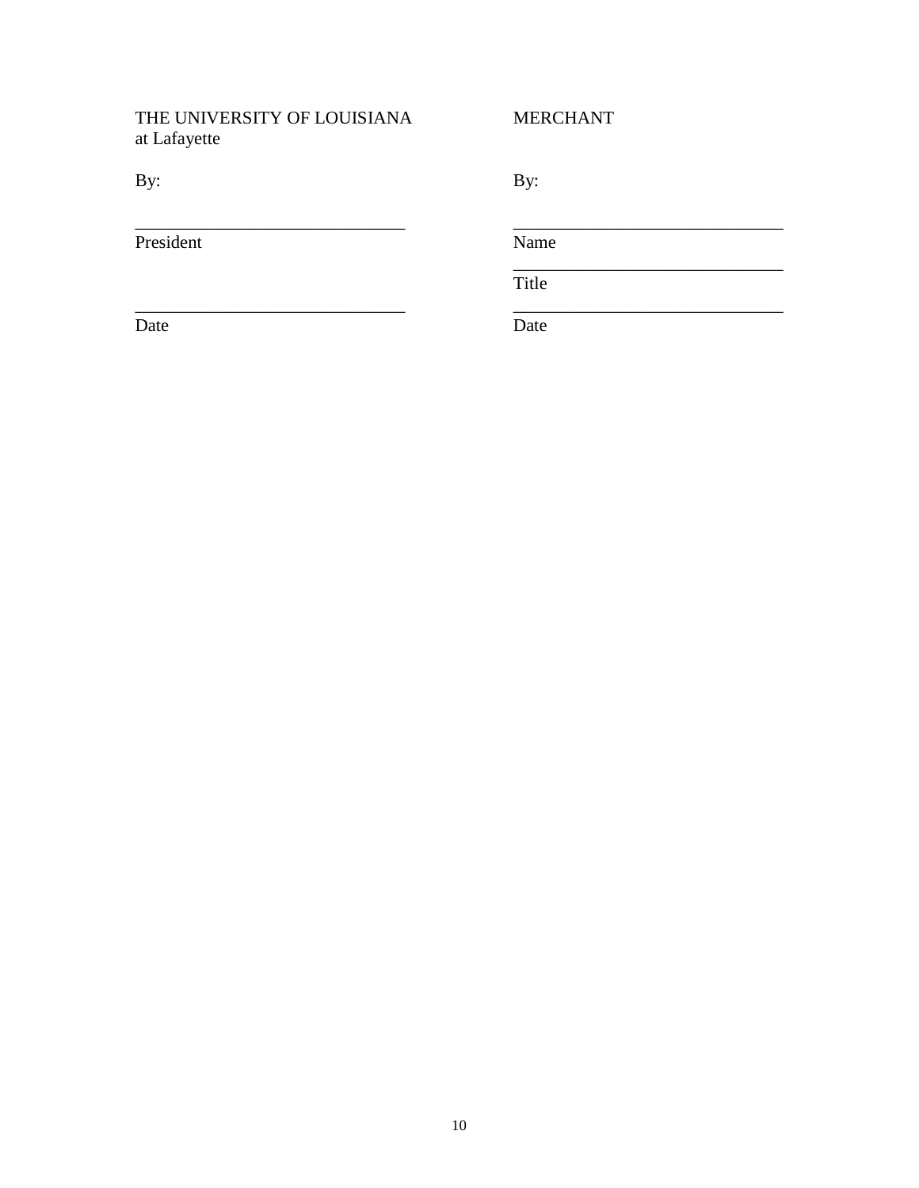| THE UNIVERSITY OF LOUISIANA at Lafayette | MERCHANT |
| --- | --- |
| By: | By: |
| _______________________________ | _______________________________ |
| President | Name |
| | _______________________________ |
| | Title |
| _______________________________ | _______________________________ |
| Date | Date |